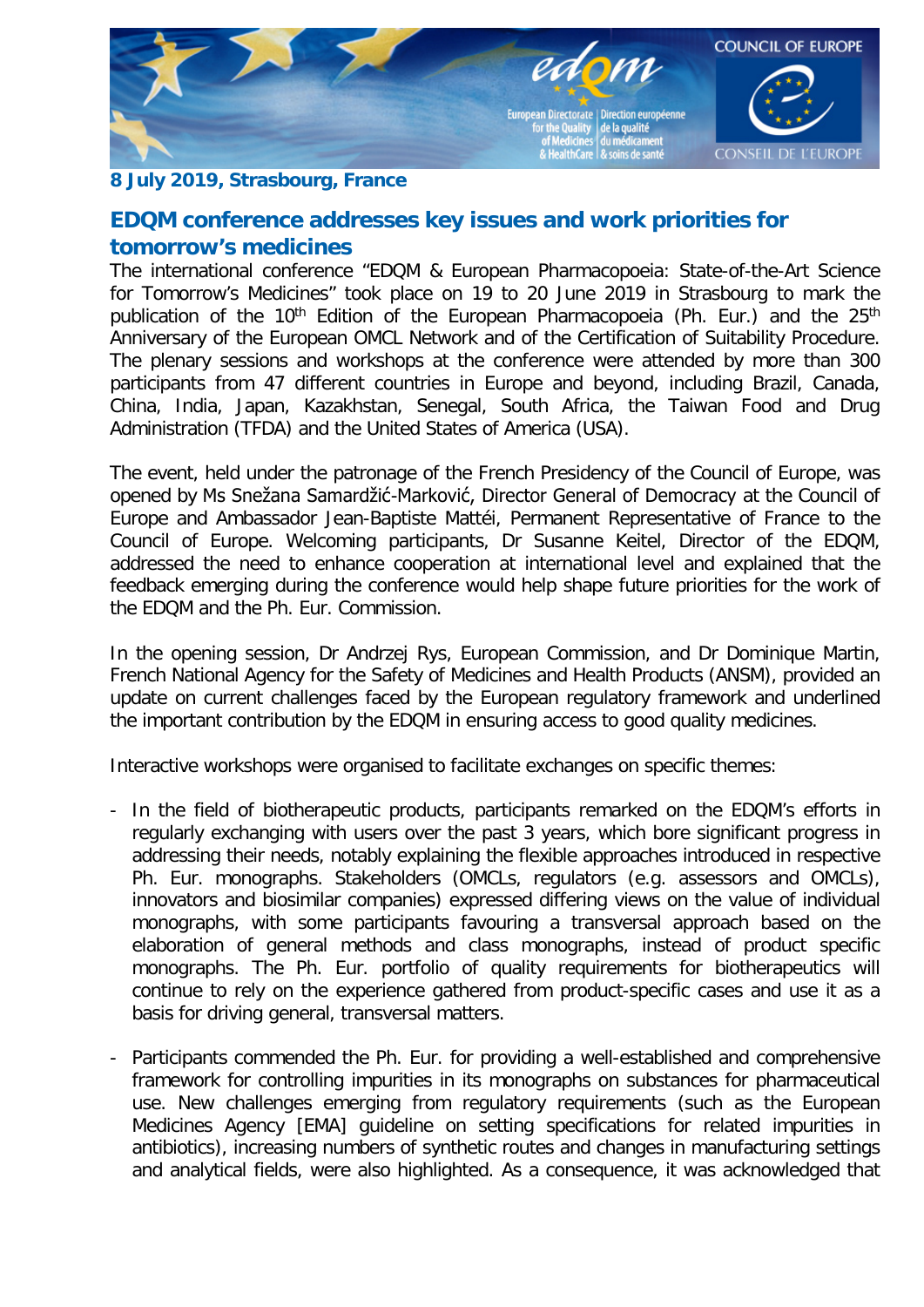**8 July 2019, Strasbourg, France**

## EDQM conference addresses key issues and work priorities for tomorrow's medicines

The international conference "EDQM & European Pharmacopoeia: State-of-the-Art Science for Tomorrow's Medicines" took place on 19 to 20 June 2019 in Strasbourg to mark the publication of the 10th Edition of the European Pharmacopoeia (Ph. Eur.) and the 25th Anniversary of the European OMCL Network and of the Certification of Suitability Procedure. The plenary sessions and workshops at the conference were attended by more than 300 participants from 47 different countries in Europe and beyond, including Brazil, Canada, China, India, Japan, Kazakhstan, Senegal, South Africa, the Taiwan Food and Drug Administration (TFDA) and the United States of America (USA).

The event, held under the patronage of the French Presidency of the Council of Europe, was opened by Ms Snežana Samardžić-Marković, Director General of Democracy at the Council of Europe and Ambassador Jean-Baptiste Mattéi, Permanent Representative of France to the Council of Europe. Welcoming participants, Dr Susanne Keitel, Director of the EDQM, addressed the need to enhance cooperation at international level and explained that the feedback emerging during the conference would help shape future priorities for the work of the EDQM and the Ph. Eur. Commission.

In the opening session, Dr Andrzej Rys, European Commission, and Dr Dominique Martin, French National Agency for the Safety of Medicines and Health Products (ANSM), provided an update on current challenges faced by the European regulatory framework and underlined the important contribution by the EDQM in ensuring access to good quality medicines.

Interactive workshops were organised to facilitate exchanges on specific themes:

- In the field of biotherapeutic products, participants remarked on the EDQM's efforts in regularly exchanging with users over the past 3 years, which bore significant progress in addressing their needs, notably explaining the flexible approaches introduced in respective Ph. Eur. monographs. Stakeholders (OMCLs, regulators (e.g. assessors and OMCLs), innovators and biosimilar companies) expressed differing views on the value of individual monographs, with some participants favouring a transversal approach based on the elaboration of general methods and class monographs, instead of product specific monographs. The Ph. Eur. portfolio of quality requirements for biotherapeutics will continue to rely on the experience gathered from product-specific cases and use it as a basis for driving general, transversal matters.

- Participants commended the Ph. Eur. for providing a well-established and comprehensive framework for controlling impurities in its monographs on substances for pharmaceutical use. New challenges emerging from regulatory requirements (such as the European Medicines Agency [EMA] guideline on setting specifications for related impurities in antibiotics), increasing numbers of synthetic routes and changes in manufacturing settings and analytical fields, were also highlighted. As a consequence, it was acknowledged that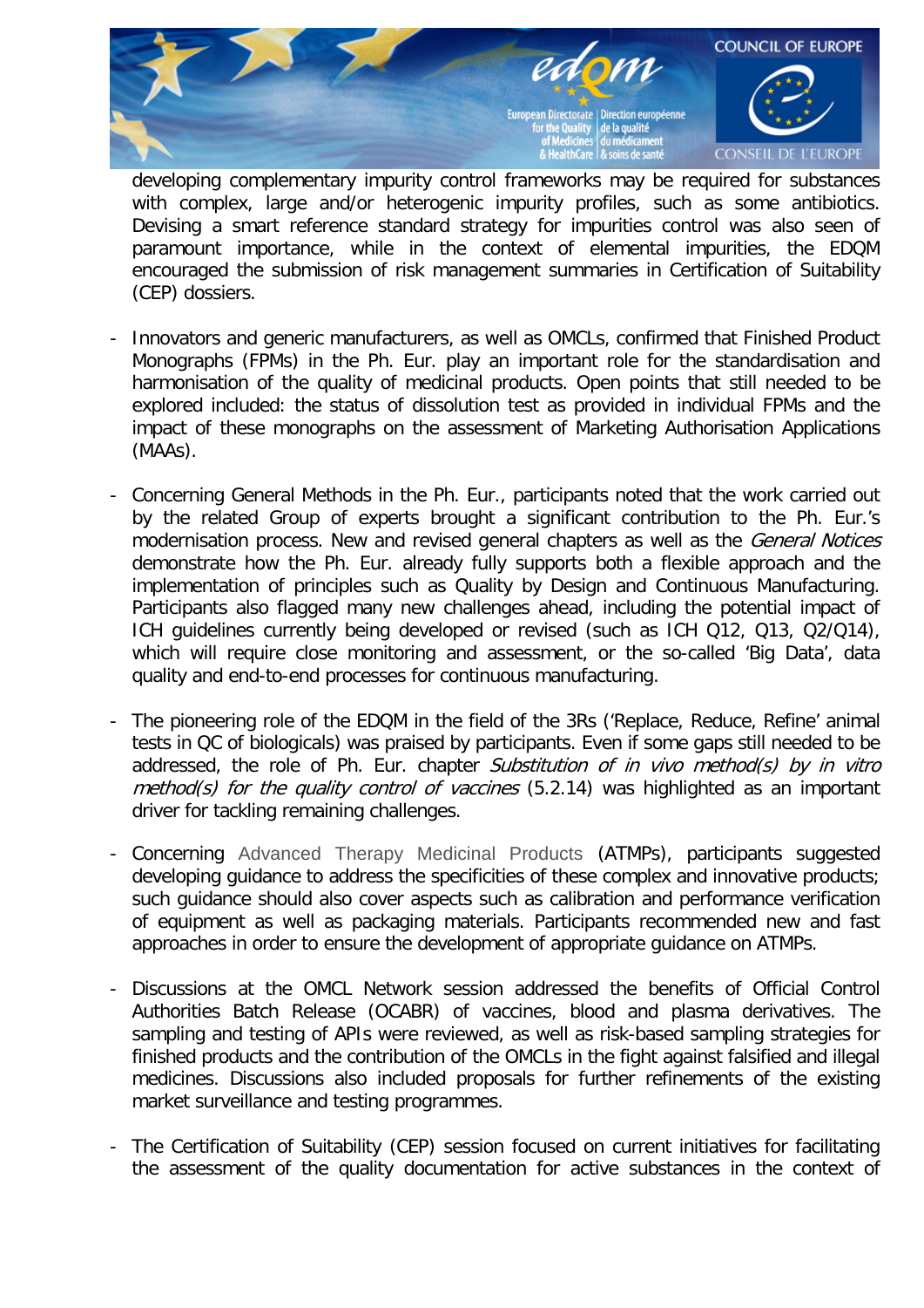developing complementary impurity control frameworks may be required for substances with complex, large and/or heterogenic impurity profiles, such as some antibiotics. Devising a smart reference standard strategy for impurities control was also seen of paramount importance, while in the context of elemental impurities, the EDQM encouraged the submission of risk management summaries in Certification of Suitability (CEP) dossiers.

- Innovators and generic manufacturers, as well as OMCLs, confirmed that Finished Product Monographs (FPMs) in the Ph. Eur. play an important role for the standardisation and harmonisation of the quality of medicinal products. Open points that still needed to be explored included: the status of dissolution test as provided in individual FPMs and the impact of these monographs on the assessment of Marketing Authorisation Applications (MAAs).

- Concerning General Methods in the Ph. Eur., participants noted that the work carried out by the related Group of experts brought a significant contribution to the Ph. Eur.'s modernisation process. New and revised general chapters as well as the *General Notices* demonstrate how the Ph. Eur. already fully supports both a flexible approach and the implementation of principles such as Quality by Design and Continuous Manufacturing. Participants also flagged many new challenges ahead, including the potential impact of ICH guidelines currently being developed or revised (such as ICH Q12, Q13, Q2/Q14), which will require close monitoring and assessment, or the so-called 'Big Data', data quality and end-to-end processes for continuous manufacturing.

- The pioneering role of the EDQM in the field of the 3Rs ('Replace, Reduce, Refine' animal tests in QC of biologicals) was praised by participants. Even if some gaps still needed to be addressed, the role of Ph. Eur. chapter *Substitution of in vivo method(s) by in vitro method(s) for the quality control of vaccines* (5.2.14) was highlighted as an important driver for tackling remaining challenges.

- Concerning Advanced Therapy Medicinal Products (ATMPs), participants suggested developing guidance to address the specificities of these complex and innovative products; such guidance should also cover aspects such as calibration and performance verification of equipment as well as packaging materials. Participants recommended new and fast approaches in order to ensure the development of appropriate guidance on ATMPs.

- Discussions at the OMCL Network session addressed the benefits of Official Control Authorities Batch Release (OCABR) of vaccines, blood and plasma derivatives. The sampling and testing of APIs were reviewed, as well as risk-based sampling strategies for finished products and the contribution of the OMCLs in the fight against falsified and illegal medicines. Discussions also included proposals for further refinements of the existing market surveillance and testing programmes.

- The Certification of Suitability (CEP) session focused on current initiatives for facilitating the assessment of the quality documentation for active substances in the context of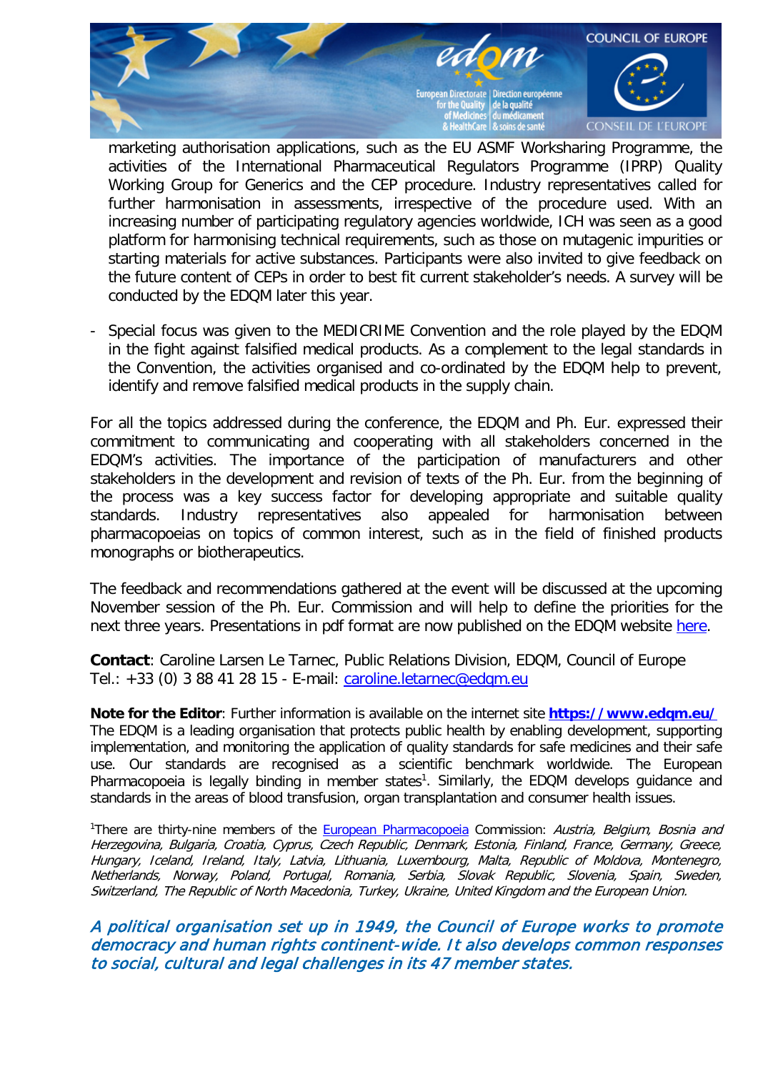marketing authorisation applications, such as the EU ASMF Worksharing Programme, the activities of the International Pharmaceutical Regulators Programme (IPRP) Quality Working Group for Generics and the CEP procedure. Industry representatives called for further harmonisation in assessments, irrespective of the procedure used. With an increasing number of participating regulatory agencies worldwide, ICH was seen as a good platform for harmonising technical requirements, such as those on mutagenic impurities or starting materials for active substances. Participants were also invited to give feedback on the future content of CEPs in order to best fit current stakeholder's needs. A survey will be conducted by the EDQM later this year.

- Special focus was given to the MEDICRIME Convention and the role played by the EDQM in the fight against falsified medical products. As a complement to the legal standards in the Convention, the activities organised and co-ordinated by the EDQM help to prevent, identify and remove falsified medical products in the supply chain.

For all the topics addressed during the conference, the EDQM and Ph. Eur. expressed their commitment to communicating and cooperating with all stakeholders concerned in the EDQM's activities. The importance of the participation of manufacturers and other stakeholders in the development and revision of texts of the Ph. Eur. from the beginning of the process was a key success factor for developing appropriate and suitable quality standards. Industry representatives also appealed for harmonisation between pharmacopoeias on topics of common interest, such as in the field of finished products monographs or biotherapeutics.

The feedback and recommendations gathered at the event will be discussed at the upcoming November session of the Ph. Eur. Commission and will help to define the priorities for the next three years. Presentations in pdf format are now published on the EDQM website [here](#).

**Contact**: Caroline Larsen Le Tarnec, Public Relations Division, EDQM, Council of Europe
Tel.: +33 (0) 3 88 41 28 15 - E-mail: [caroline.letarnec@edqm.eu](mailto:caroline.letarnec@edqm.eu)

**Note for the Editor**: Further information is available on the internet site **[https://www.edqm.eu/](https://www.edqm.eu/)**
The EDQM is a leading organisation that protects public health by enabling development, supporting implementation, and monitoring the application of quality standards for safe medicines and their safe use. Our standards are recognised as a scientific benchmark worldwide. The European Pharmacopoeia is legally binding in member states[1]. Similarly, the EDQM develops guidance and standards in the areas of blood transfusion, organ transplantation and consumer health issues.

[1]There are thirty-nine members of the European Pharmacopoeia Commission: *Austria, Belgium, Bosnia and Herzegovina, Bulgaria, Croatia, Cyprus, Czech Republic, Denmark, Estonia, Finland, France, Germany, Greece, Hungary, Iceland, Ireland, Italy, Latvia, Lithuania, Luxembourg, Malta, Republic of Moldova, Montenegro, Netherlands, Norway, Poland, Portugal, Romania, Serbia, Slovak Republic, Slovenia, Spain, Sweden, Switzerland, The Republic of North Macedonia, Turkey, Ukraine, United Kingdom and the European Union.*

*A political organisation set up in 1949, the Council of Europe works to promote democracy and human rights continent-wide. It also develops common responses to social, cultural and legal challenges in its 47 member states.*